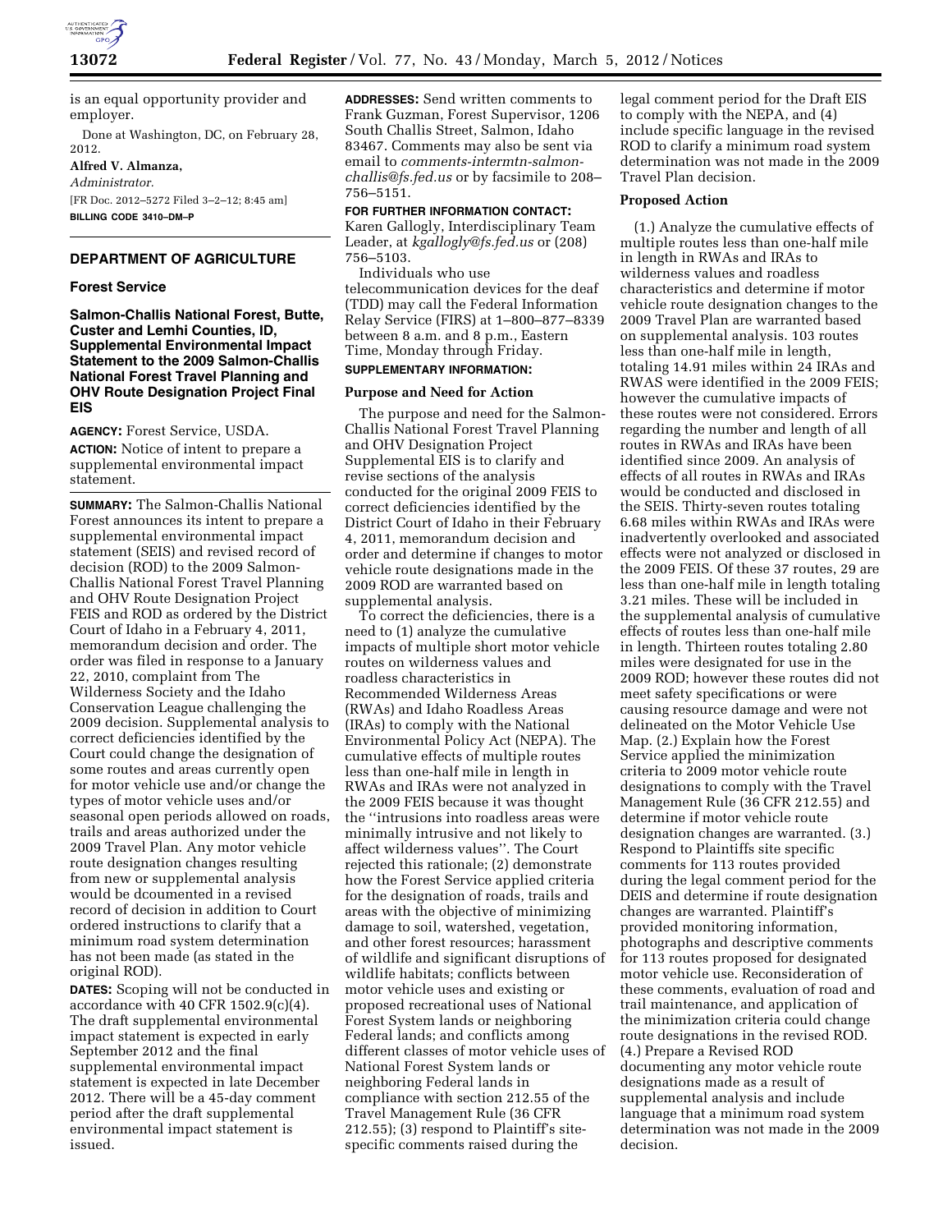is an equal opportunity provider and employer.

Done at Washington, DC, on February 28, 2012.

**Alfred V. Almanza,**

*Administrator.*

[FR Doc. 2012–5272 Filed 3–2–12; 8:45 am]

**BILLING CODE 3410–DM–P**

## DEPARTMENT OF AGRICULTURE

### Forest Service

### Salmon-Challis National Forest, Butte, Custer and Lemhi Counties, ID, Supplemental Environmental Impact Statement to the 2009 Salmon-Challis National Forest Travel Planning and OHV Route Designation Project Final EIS

**AGENCY:** Forest Service, USDA.

**ACTION:** Notice of intent to prepare a supplemental environmental impact statement.

**SUMMARY:** The Salmon-Challis National Forest announces its intent to prepare a supplemental environmental impact statement (SEIS) and revised record of decision (ROD) to the 2009 Salmon-Challis National Forest Travel Planning and OHV Route Designation Project FEIS and ROD as ordered by the District Court of Idaho in a February 4, 2011, memorandum decision and order. The order was filed in response to a January 22, 2010, complaint from The Wilderness Society and the Idaho Conservation League challenging the 2009 decision. Supplemental analysis to correct deficiencies identified by the Court could change the designation of some routes and areas currently open for motor vehicle use and/or change the types of motor vehicle uses and/or seasonal open periods allowed on roads, trails and areas authorized under the 2009 Travel Plan. Any motor vehicle route designation changes resulting from new or supplemental analysis would be dcoumented in a revised record of decision in addition to Court ordered instructions to clarify that a minimum road system determination has not been made (as stated in the original ROD).

**DATES:** Scoping will not be conducted in accordance with 40 CFR 1502.9(c)(4). The draft supplemental environmental impact statement is expected in early September 2012 and the final supplemental environmental impact statement is expected in late December 2012. There will be a 45-day comment period after the draft supplemental environmental impact statement is issued.

**ADDRESSES:** Send written comments to Frank Guzman, Forest Supervisor, 1206 South Challis Street, Salmon, Idaho 83467. Comments may also be sent via email to *comments-intermtn-salmon-challis@fs.fed.us* or by facsimile to 208–756–5151.

**FOR FURTHER INFORMATION CONTACT:** Karen Gallogly, Interdisciplinary Team Leader, at *kgallogly@fs.fed.us* or (208) 756–5103.

Individuals who use telecommunication devices for the deaf (TDD) may call the Federal Information Relay Service (FIRS) at 1–800–877–8339 between 8 a.m. and 8 p.m., Eastern Time, Monday through Friday.

**SUPPLEMENTARY INFORMATION:**

**Purpose and Need for Action**

The purpose and need for the Salmon-Challis National Forest Travel Planning and OHV Designation Project Supplemental EIS is to clarify and revise sections of the analysis conducted for the original 2009 FEIS to correct deficiencies identified by the District Court of Idaho in their February 4, 2011, memorandum decision and order and determine if changes to motor vehicle route designations made in the 2009 ROD are warranted based on supplemental analysis.

To correct the deficiencies, there is a need to (1) analyze the cumulative impacts of multiple short motor vehicle routes on wilderness values and roadless characteristics in Recommended Wilderness Areas (RWAs) and Idaho Roadless Areas (IRAs) to comply with the National Environmental Policy Act (NEPA). The cumulative effects of multiple routes less than one-half mile in length in RWAs and IRAs were not analyzed in the 2009 FEIS because it was thought the ''intrusions into roadless areas were minimally intrusive and not likely to affect wilderness values''. The Court rejected this rationale; (2) demonstrate how the Forest Service applied criteria for the designation of roads, trails and areas with the objective of minimizing damage to soil, watershed, vegetation, and other forest resources; harassment of wildlife and significant disruptions of wildlife habitats; conflicts between motor vehicle uses and existing or proposed recreational uses of National Forest System lands or neighboring Federal lands; and conflicts among different classes of motor vehicle uses of National Forest System lands or neighboring Federal lands in compliance with section 212.55 of the Travel Management Rule (36 CFR 212.55); (3) respond to Plaintiff's site-specific comments raised during the legal comment period for the Draft EIS to comply with the NEPA, and (4) include specific language in the revised ROD to clarify a minimum road system determination was not made in the 2009 Travel Plan decision.

**Proposed Action**

(1.) Analyze the cumulative effects of multiple routes less than one-half mile in length in RWAs and IRAs to wilderness values and roadless characteristics and determine if motor vehicle route designation changes to the 2009 Travel Plan are warranted based on supplemental analysis. 103 routes less than one-half mile in length, totaling 14.91 miles within 24 IRAs and RWAS were identified in the 2009 FEIS; however the cumulative impacts of these routes were not considered. Errors regarding the number and length of all routes in RWAs and IRAs have been identified since 2009. An analysis of effects of all routes in RWAs and IRAs would be conducted and disclosed in the SEIS. Thirty-seven routes totaling 6.68 miles within RWAs and IRAs were inadvertently overlooked and associated effects were not analyzed or disclosed in the 2009 FEIS. Of these 37 routes, 29 are less than one-half mile in length totaling 3.21 miles. These will be included in the supplemental analysis of cumulative effects of routes less than one-half mile in length. Thirteen routes totaling 2.80 miles were designated for use in the 2009 ROD; however these routes did not meet safety specifications or were causing resource damage and were not delineated on the Motor Vehicle Use Map. (2.) Explain how the Forest Service applied the minimization criteria to 2009 motor vehicle route designations to comply with the Travel Management Rule (36 CFR 212.55) and determine if motor vehicle route designation changes are warranted. (3.) Respond to Plaintiffs site specific comments for 113 routes provided during the legal comment period for the DEIS and determine if route designation changes are warranted. Plaintiff's provided monitoring information, photographs and descriptive comments for 113 routes proposed for designated motor vehicle use. Reconsideration of these comments, evaluation of road and trail maintenance, and application of the minimization criteria could change route designations in the revised ROD. (4.) Prepare a Revised ROD documenting any motor vehicle route designations made as a result of supplemental analysis and include language that a minimum road system determination was not made in the 2009 decision.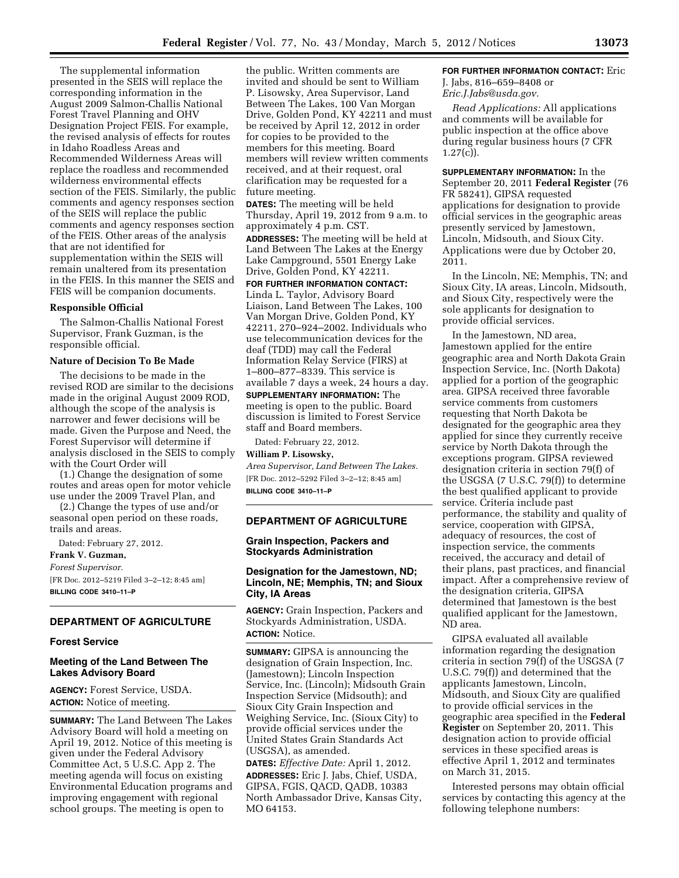The supplemental information presented in the SEIS will replace the corresponding information in the August 2009 Salmon-Challis National Forest Travel Planning and OHV Designation Project FEIS. For example, the revised analysis of effects for routes in Idaho Roadless Areas and Recommended Wilderness Areas will replace the roadless and recommended wilderness environmental effects section of the FEIS. Similarly, the public comments and agency responses section of the SEIS will replace the public comments and agency responses section of the FEIS. Other areas of the analysis that are not identified for supplementation within the SEIS will remain unaltered from its presentation in the FEIS. In this manner the SEIS and FEIS will be companion documents.

### Responsible Official

The Salmon-Challis National Forest Supervisor, Frank Guzman, is the responsible official.

### Nature of Decision To Be Made

The decisions to be made in the revised ROD are similar to the decisions made in the original August 2009 ROD, although the scope of the analysis is narrower and fewer decisions will be made. Given the Purpose and Need, the Forest Supervisor will determine if analysis disclosed in the SEIS to comply with the Court Order will

(1.) Change the designation of some routes and areas open for motor vehicle use under the 2009 Travel Plan, and

(2.) Change the types of use and/or seasonal open period on these roads, trails and areas.

Dated: February 27, 2012.

**Frank V. Guzman,**

*Forest Supervisor.*

[FR Doc. 2012–5219 Filed 3–2–12; 8:45 am]

**BILLING CODE 3410–11–P**

---

## DEPARTMENT OF AGRICULTURE

### Forest Service

### Meeting of the Land Between The Lakes Advisory Board

**AGENCY:** Forest Service, USDA.

**ACTION:** Notice of meeting.

**SUMMARY:** The Land Between The Lakes Advisory Board will hold a meeting on April 19, 2012. Notice of this meeting is given under the Federal Advisory Committee Act, 5 U.S.C. App 2. The meeting agenda will focus on existing Environmental Education programs and improving engagement with regional school groups. The meeting is open to the public. Written comments are invited and should be sent to William P. Lisowsky, Area Supervisor, Land Between The Lakes, 100 Van Morgan Drive, Golden Pond, KY 42211 and must be received by April 12, 2012 in order for copies to be provided to the members for this meeting. Board members will review written comments received, and at their request, oral clarification may be requested for a future meeting.

**DATES:** The meeting will be held Thursday, April 19, 2012 from 9 a.m. to approximately 4 p.m. CST.

**ADDRESSES:** The meeting will be held at Land Between The Lakes at the Energy Lake Campground, 5501 Energy Lake Drive, Golden Pond, KY 42211.

**FOR FURTHER INFORMATION CONTACT:** Linda L. Taylor, Advisory Board Liaison, Land Between The Lakes, 100 Van Morgan Drive, Golden Pond, KY 42211, 270–924–2002. Individuals who use telecommunication devices for the deaf (TDD) may call the Federal Information Relay Service (FIRS) at 1–800–877–8339. This service is available 7 days a week, 24 hours a day.

**SUPPLEMENTARY INFORMATION:** The meeting is open to the public. Board discussion is limited to Forest Service staff and Board members.

Dated: February 22, 2012.

**William P. Lisowsky,**

*Area Supervisor, Land Between The Lakes.*

[FR Doc. 2012–5292 Filed 3–2–12; 8:45 am]

**BILLING CODE 3410–11–P**

---

## DEPARTMENT OF AGRICULTURE

### Grain Inspection, Packers and Stockyards Administration

### Designation for the Jamestown, ND; Lincoln, NE; Memphis, TN; and Sioux City, IA Areas

**AGENCY:** Grain Inspection, Packers and Stockyards Administration, USDA.

**ACTION:** Notice.

**SUMMARY:** GIPSA is announcing the designation of Grain Inspection, Inc. (Jamestown); Lincoln Inspection Service, Inc. (Lincoln); Midsouth Grain Inspection Service (Midsouth); and Sioux City Grain Inspection and Weighing Service, Inc. (Sioux City) to provide official services under the United States Grain Standards Act (USGSA), as amended.

**DATES:** *Effective Date:* April 1, 2012.

**ADDRESSES:** Eric J. Jabs, Chief, USDA, GIPSA, FGIS, QACD, QADB, 10383 North Ambassador Drive, Kansas City, MO 64153.

**FOR FURTHER INFORMATION CONTACT:** Eric J. Jabs, 816–659–8408 or *Eric.J.Jabs@usda.gov.*

*Read Applications:* All applications and comments will be available for public inspection at the office above during regular business hours (7 CFR 1.27(c)).

**SUPPLEMENTARY INFORMATION:** In the September 20, 2011 **Federal Register** (76 FR 58241), GIPSA requested applications for designation to provide official services in the geographic areas presently serviced by Jamestown, Lincoln, Midsouth, and Sioux City. Applications were due by October 20, 2011.

In the Lincoln, NE; Memphis, TN; and Sioux City, IA areas, Lincoln, Midsouth, and Sioux City, respectively were the sole applicants for designation to provide official services.

In the Jamestown, ND area, Jamestown applied for the entire geographic area and North Dakota Grain Inspection Service, Inc. (North Dakota) applied for a portion of the geographic area. GIPSA received three favorable service comments from customers requesting that North Dakota be designated for the geographic area they applied for since they currently receive service by North Dakota through the exceptions program. GIPSA reviewed designation criteria in section 79(f) of the USGSA (7 U.S.C. 79(f)) to determine the best qualified applicant to provide service. Criteria include past performance, the stability and quality of service, cooperation with GIPSA, adequacy of resources, the cost of inspection service, the comments received, the accuracy and detail of their plans, past practices, and financial impact. After a comprehensive review of the designation criteria, GIPSA determined that Jamestown is the best qualified applicant for the Jamestown, ND area.

GIPSA evaluated all available information regarding the designation criteria in section 79(f) of the USGSA (7 U.S.C. 79(f)) and determined that the applicants Jamestown, Lincoln, Midsouth, and Sioux City are qualified to provide official services in the geographic area specified in the **Federal Register** on September 20, 2011. This designation action to provide official services in these specified areas is effective April 1, 2012 and terminates on March 31, 2015.

Interested persons may obtain official services by contacting this agency at the following telephone numbers: